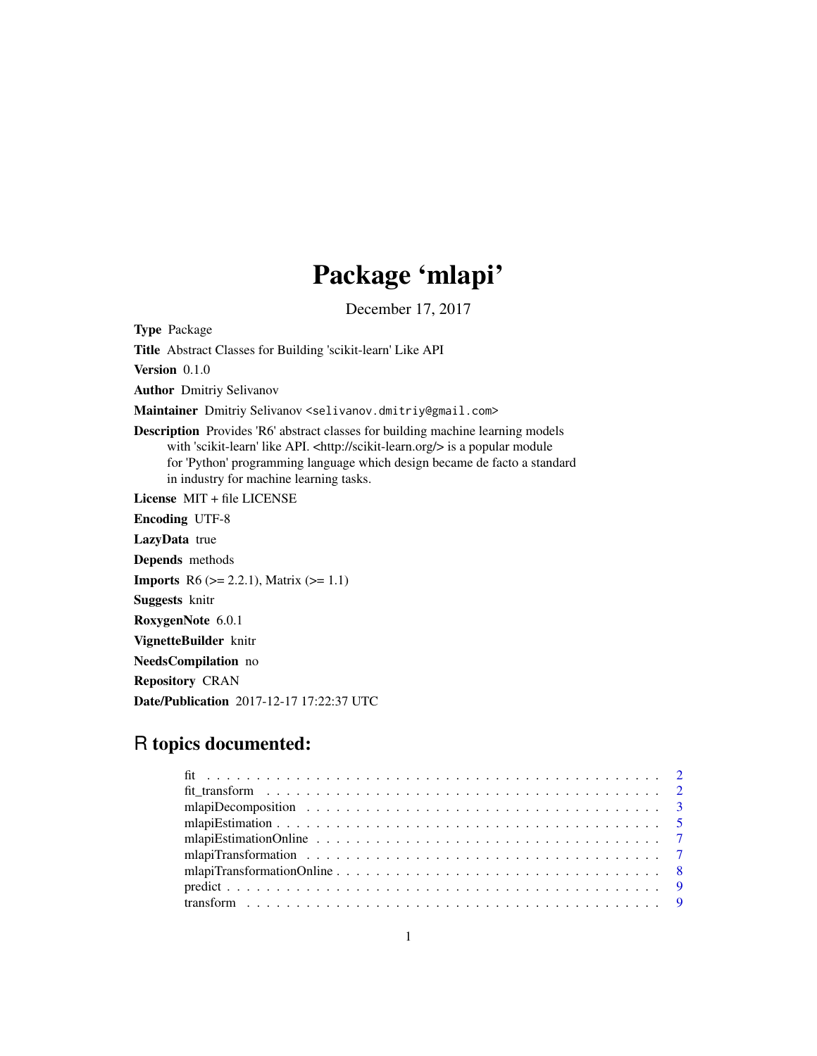# Package 'mlapi'

December 17, 2017

**Type** Package

**Title** Abstract Classes for Building 'scikit-learn' Like API

**Version** 0.1.0

**Author** Dmitriy Selivanov

**Maintainer** Dmitriy Selivanov <selivanov.dmitriy@gmail.com>

**Description** Provides 'R6' abstract classes for building machine learning models with 'scikit-learn' like API. <http://scikit-learn.org/> is a popular module for 'Python' programming language which design became de facto a standard in industry for machine learning tasks.

**License** MIT + file LICENSE

**Encoding** UTF-8

**LazyData** true

**Depends** methods

**Imports** R6 (>= 2.2.1), Matrix (>= 1.1)

**Suggests** knitr

**RoxygenNote** 6.0.1

**VignetteBuilder** knitr

**NeedsCompilation** no

**Repository** CRAN

**Date/Publication** 2017-12-17 17:22:37 UTC

## R topics documented:

| | |
|---|---|
| fit | 2 |
| fit_transform | 2 |
| mlapiDecomposition | 3 |
| mlapiEstimation | 5 |
| mlapiEstimationOnline | 7 |
| mlapiTransformation | 7 |
| mlapiTransformationOnline | 8 |
| predict | 9 |
| transform | 9 |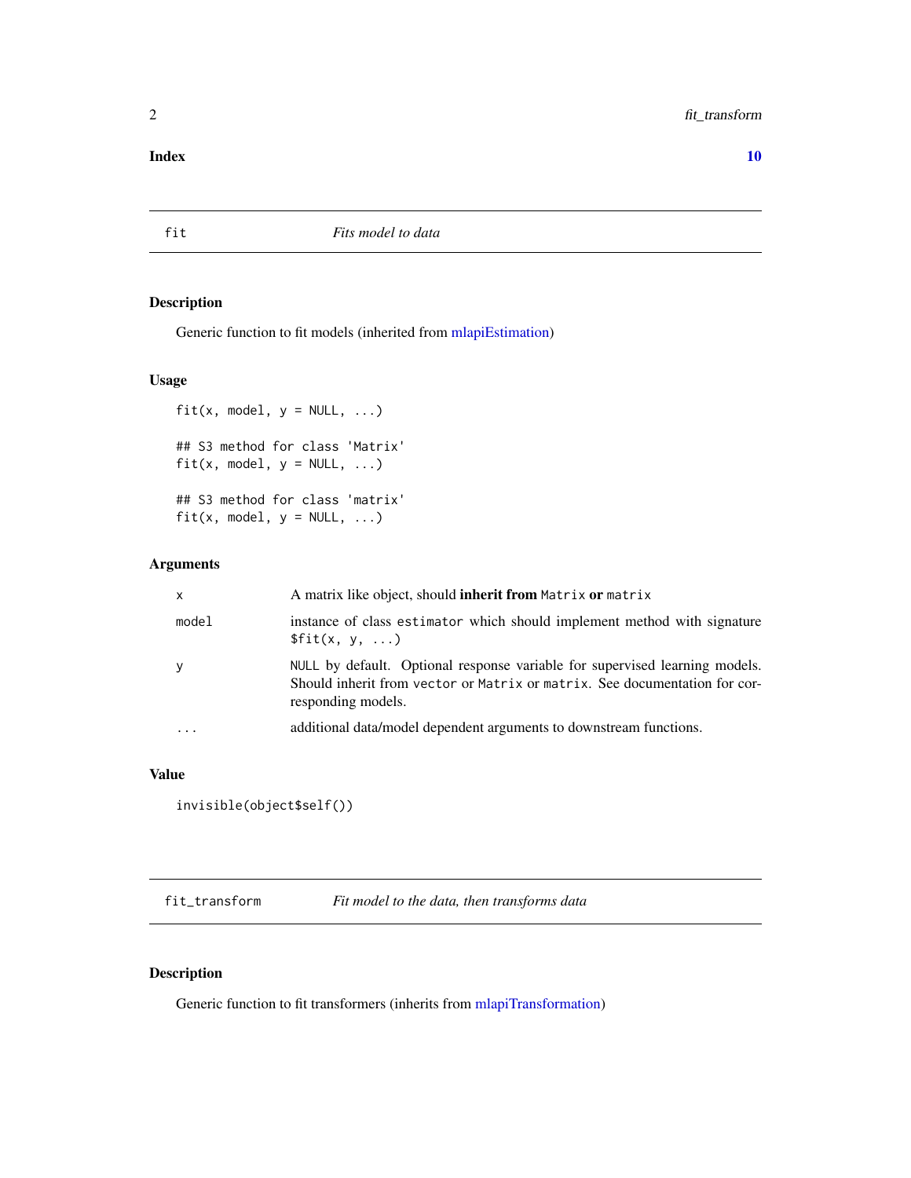**Index** **10**

---

## fit — *Fits model to data*

### Description

Generic function to fit models (inherited from mlapiEstimation)

### Usage

```
fit(x, model, y = NULL, ...)

## S3 method for class 'Matrix'
fit(x, model, y = NULL, ...)

## S3 method for class 'matrix'
fit(x, model, y = NULL, ...)
```

### Arguments

| | |
|---|---|
| `x` | A matrix like object, should **inherit from** `Matrix` **or** `matrix` |
| `model` | instance of class `estimator` which should implement method with signature `$fit(x, y, ...)` |
| `y` | `NULL` by default. Optional response variable for supervised learning models. Should inherit from `vector` or `Matrix` or `matrix`. See documentation for corresponding models. |
| `...` | additional data/model dependent arguments to downstream functions. |

### Value

```
invisible(object$self())
```

---

## fit_transform — *Fit model to the data, then transforms data*

### Description

Generic function to fit transformers (inherits from mlapiTransformation)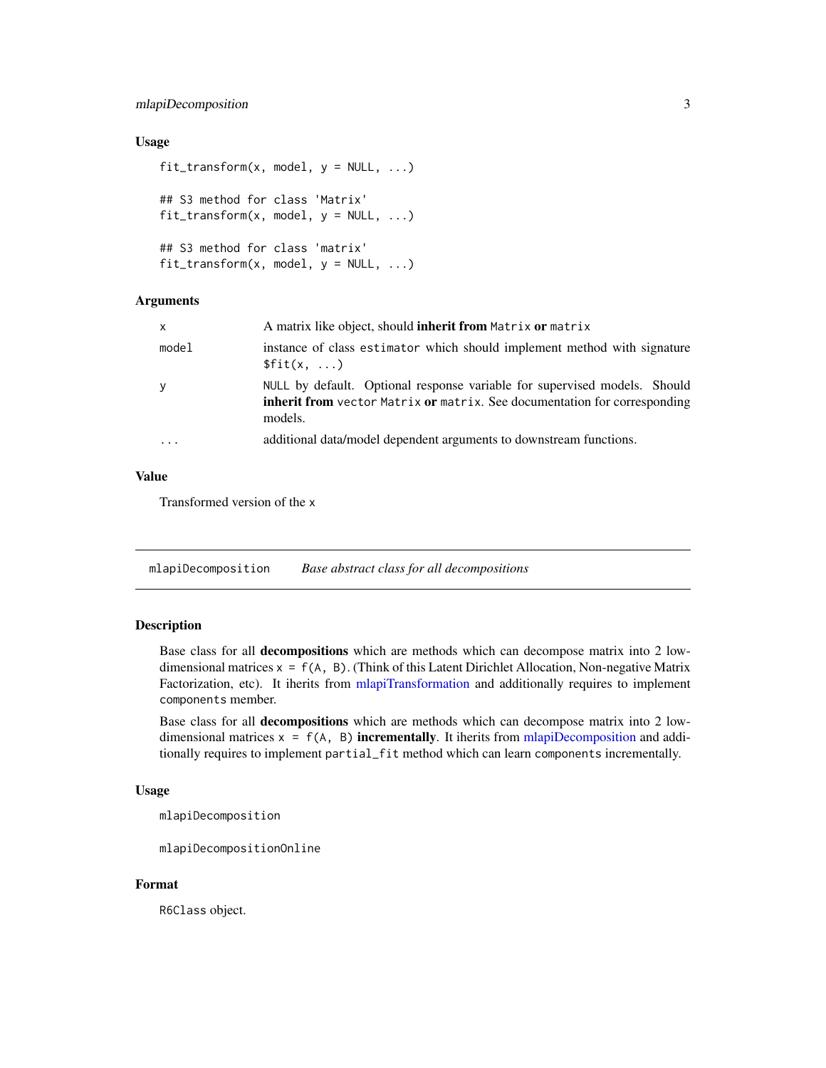### Usage

```
fit_transform(x, model, y = NULL, ...)

## S3 method for class 'Matrix'
fit_transform(x, model, y = NULL, ...)

## S3 method for class 'matrix'
fit_transform(x, model, y = NULL, ...)
```

### Arguments

| | |
|---|---|
| `x` | A matrix like object, should **inherit from** `Matrix` **or** `matrix` |
| `model` | instance of class `estimator` which should implement method with signature `$fit(x, ...)` |
| `y` | `NULL` by default. Optional response variable for supervised models. Should **inherit from** `vector` `Matrix` **or** `matrix`. See documentation for corresponding models. |
| `...` | additional data/model dependent arguments to downstream functions. |

### Value

Transformed version of the `x`

---

## `mlapiDecomposition` *Base abstract class for all decompositions*

---

### Description

Base class for all **decompositions** which are methods which can decompose matrix into 2 low-dimensional matrices `x = f(A, B)`. (Think of this Latent Dirichlet Allocation, Non-negative Matrix Factorization, etc). It iherits from mlapiTransformation and additionally requires to implement `components` member.

Base class for all **decompositions** which are methods which can decompose matrix into 2 low-dimensional matrices `x = f(A, B)` **incrementally**. It iherits from mlapiDecomposition and additionally requires to implement `partial_fit` method which can learn `components` incrementally.

### Usage

```
mlapiDecomposition

mlapiDecompositionOnline
```

### Format

`R6Class` object.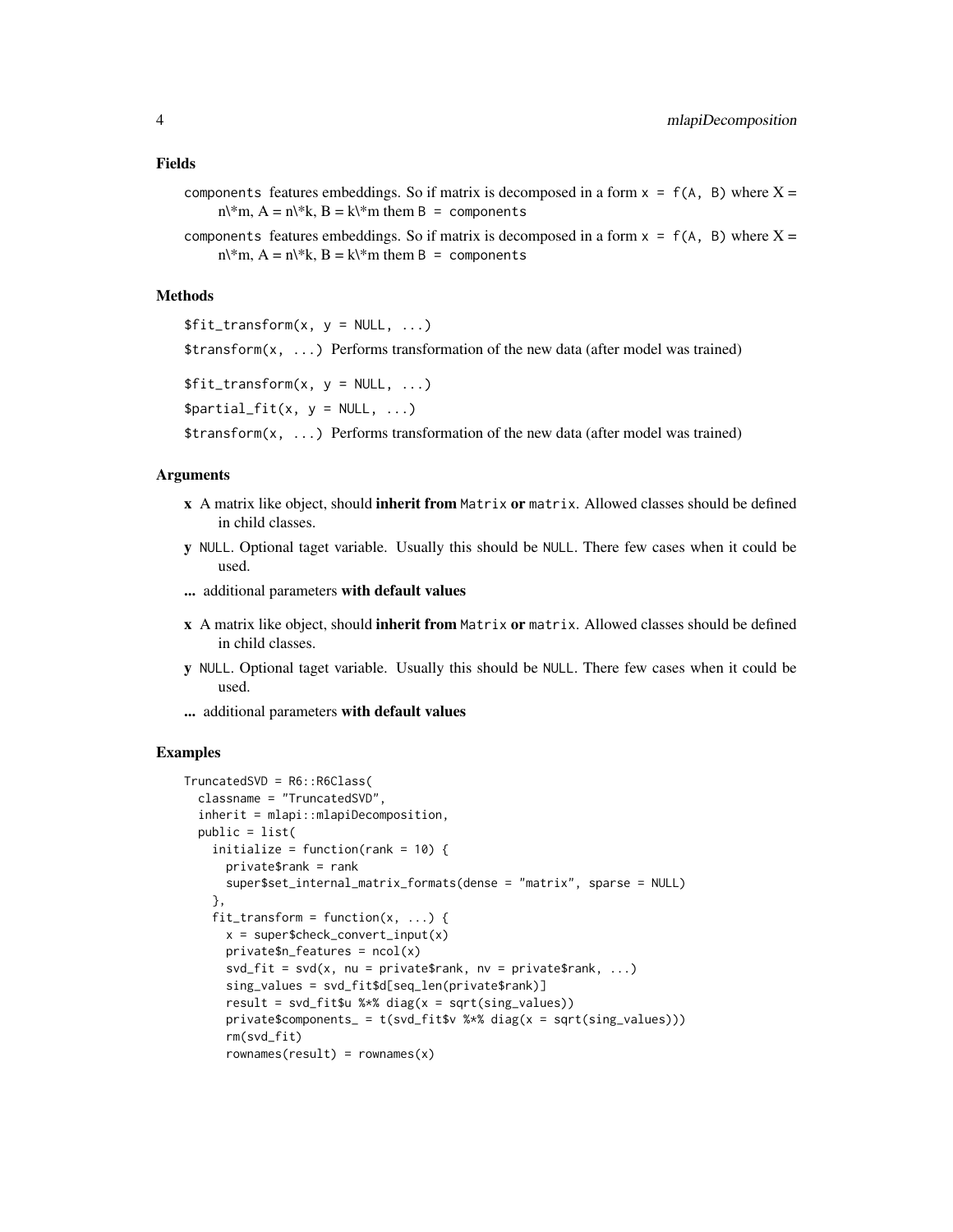### Fields

`components` features embeddings. So if matrix is decomposed in a form `x = f(A, B)` where X = n\*m, A = n\*k, B = k\*m them `B = components`

`components` features embeddings. So if matrix is decomposed in a form `x = f(A, B)` where X = n\*m, A = n\*k, B = k\*m them `B = components`

### Methods

`$fit_transform(x, y = NULL, ...)`

`$transform(x, ...)` Performs transformation of the new data (after model was trained)

`$fit_transform(x, y = NULL, ...)`

`$partial_fit(x, y = NULL, ...)`

`$transform(x, ...)` Performs transformation of the new data (after model was trained)

### Arguments

**x** A matrix like object, should **inherit from** `Matrix` **or** `matrix`. Allowed classes should be defined in child classes.

**y** `NULL`. Optional taget variable. Usually this should be `NULL`. There few cases when it could be used.

**...** additional parameters **with default values**

**x** A matrix like object, should **inherit from** `Matrix` **or** `matrix`. Allowed classes should be defined in child classes.

**y** `NULL`. Optional taget variable. Usually this should be `NULL`. There few cases when it could be used.

**...** additional parameters **with default values**

### Examples

```
TruncatedSVD = R6::R6Class(
  classname = "TruncatedSVD",
  inherit = mlapi::mlapiDecomposition,
  public = list(
    initialize = function(rank = 10) {
      private$rank = rank
      super$set_internal_matrix_formats(dense = "matrix", sparse = NULL)
    },
    fit_transform = function(x, ...) {
      x = super$check_convert_input(x)
      private$n_features = ncol(x)
      svd_fit = svd(x, nu = private$rank, nv = private$rank, ...)
      sing_values = svd_fit$d[seq_len(private$rank)]
      result = svd_fit$u %*% diag(x = sqrt(sing_values))
      private$components_ = t(svd_fit$v %*% diag(x = sqrt(sing_values)))
      rm(svd_fit)
      rownames(result) = rownames(x)
```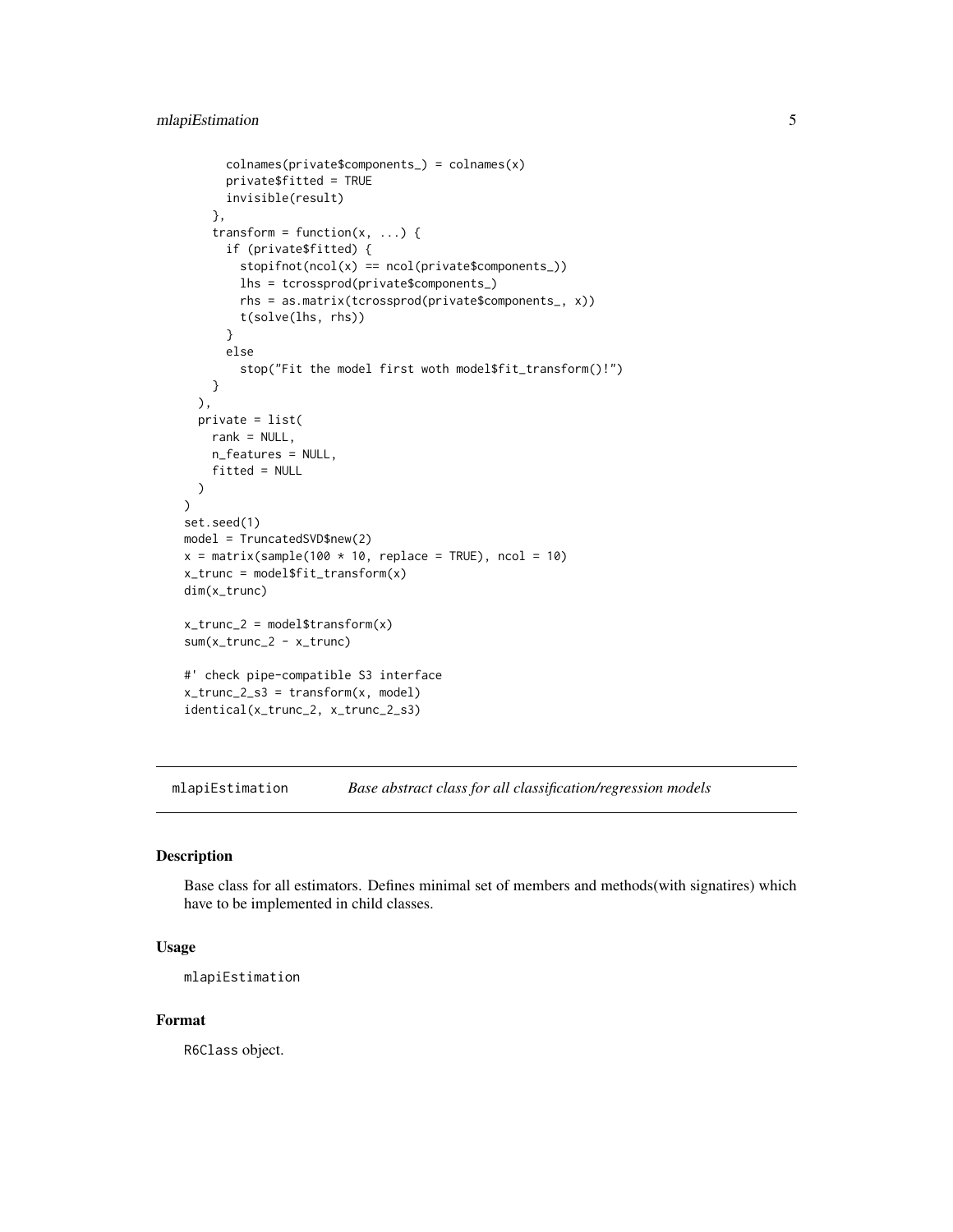```
      colnames(private$components_) = colnames(x)
      private$fitted = TRUE
      invisible(result)
    },
    transform = function(x, ...) {
      if (private$fitted) {
        stopifnot(ncol(x) == ncol(private$components_))
        lhs = tcrossprod(private$components_)
        rhs = as.matrix(tcrossprod(private$components_, x))
        t(solve(lhs, rhs))
      }
      else
        stop("Fit the model first woth model$fit_transform()!")
    }
  ),
  private = list(
    rank = NULL,
    n_features = NULL,
    fitted = NULL
  )
)
set.seed(1)
model = TruncatedSVD$new(2)
x = matrix(sample(100 * 10, replace = TRUE), ncol = 10)
x_trunc = model$fit_transform(x)
dim(x_trunc)

x_trunc_2 = model$transform(x)
sum(x_trunc_2 - x_trunc)

#' check pipe-compatible S3 interface
x_trunc_2_s3 = transform(x, model)
identical(x_trunc_2, x_trunc_2_s3)
```

## mlapiEstimation — *Base abstract class for all classification/regression models*

### Description

Base class for all estimators. Defines minimal set of members and methods(with signatires) which have to be implemented in child classes.

### Usage

```
mlapiEstimation
```

### Format

R6Class object.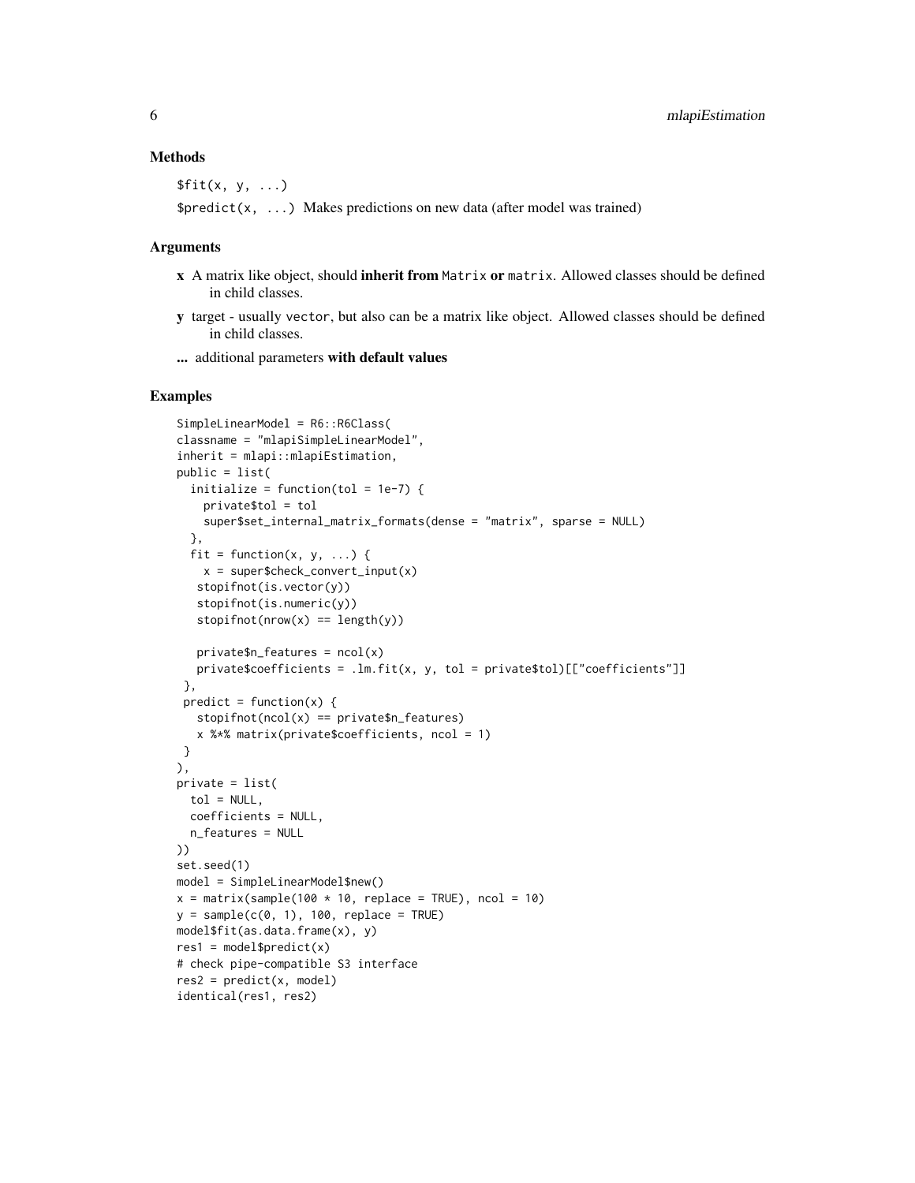### Methods

`$fit(x, y, ...)`

`$predict(x, ...)` Makes predictions on new data (after model was trained)

### Arguments

**x** A matrix like object, should **inherit from** `Matrix` **or** `matrix`. Allowed classes should be defined in child classes.

**y** target - usually `vector`, but also can be a matrix like object. Allowed classes should be defined in child classes.

**...** additional parameters **with default values**

### Examples

```
SimpleLinearModel = R6::R6Class(
classname = "mlapiSimpleLinearModel",
inherit = mlapi::mlapiEstimation,
public = list(
  initialize = function(tol = 1e-7) {
    private$tol = tol
    super$set_internal_matrix_formats(dense = "matrix", sparse = NULL)
  },
  fit = function(x, y, ...) {
    x = super$check_convert_input(x)
   stopifnot(is.vector(y))
   stopifnot(is.numeric(y))
   stopifnot(nrow(x) == length(y))

   private$n_features = ncol(x)
   private$coefficients = .lm.fit(x, y, tol = private$tol)[["coefficients"]]
 },
 predict = function(x) {
   stopifnot(ncol(x) == private$n_features)
   x %*% matrix(private$coefficients, ncol = 1)
 }
),
private = list(
  tol = NULL,
  coefficients = NULL,
  n_features = NULL
))
set.seed(1)
model = SimpleLinearModel$new()
x = matrix(sample(100 * 10, replace = TRUE), ncol = 10)
y = sample(c(0, 1), 100, replace = TRUE)
model$fit(as.data.frame(x), y)
res1 = model$predict(x)
# check pipe-compatible S3 interface
res2 = predict(x, model)
identical(res1, res2)
```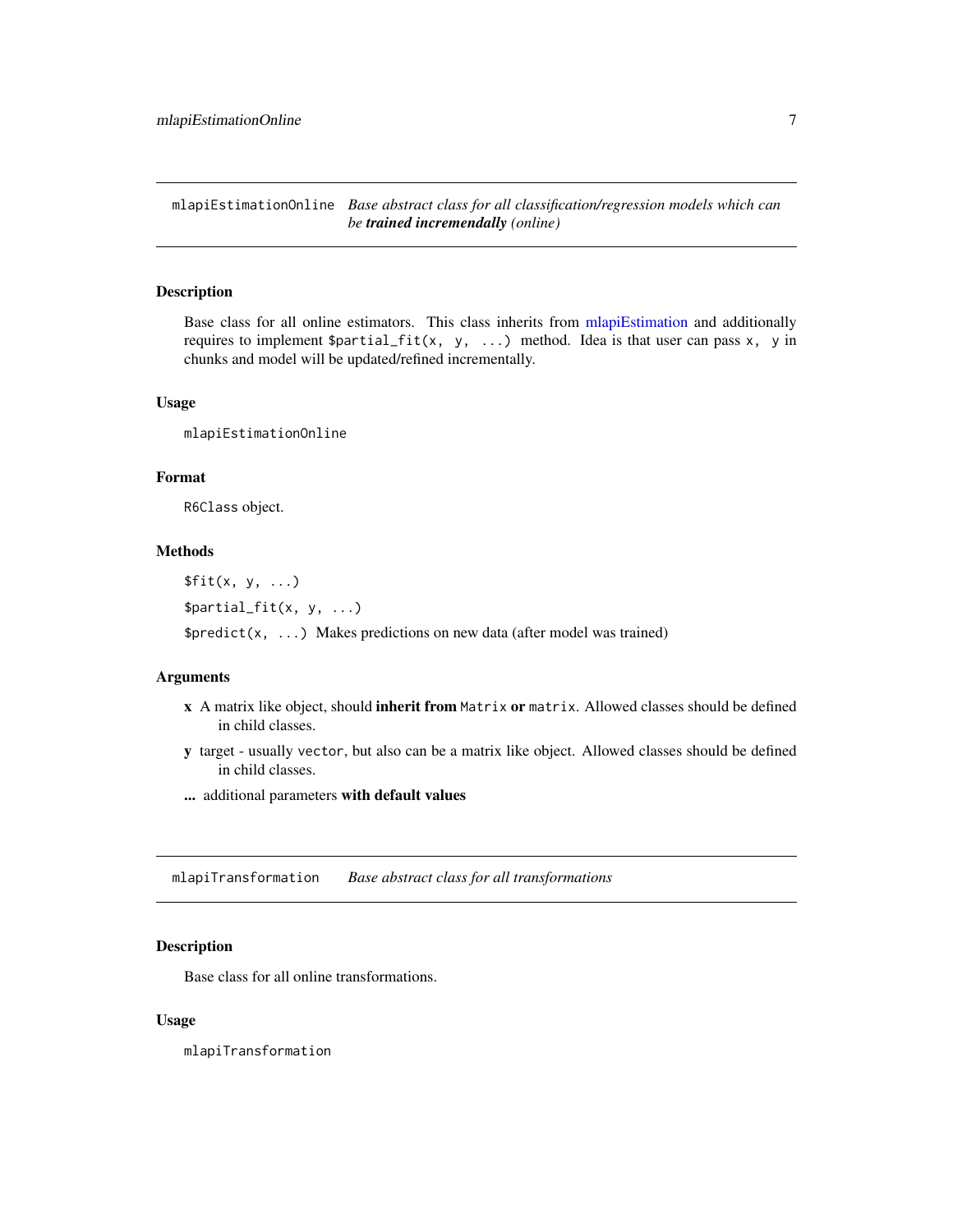## `mlapiEstimationOnline` *Base abstract class for all classification/regression models which can be* ***trained incremendally*** *(online)*

### Description

Base class for all online estimators. This class inherits from mlapiEstimation and additionally requires to implement `$partial_fit(x, y, ...)` method. Idea is that user can pass `x, y` in chunks and model will be updated/refined incrementally.

### Usage

```
mlapiEstimationOnline
```

### Format

`R6Class` object.

### Methods

`$fit(x, y, ...)`

`$partial_fit(x, y, ...)`

`$predict(x, ...)` Makes predictions on new data (after model was trained)

### Arguments

- **x** A matrix like object, should **inherit from** `Matrix` **or** `matrix`. Allowed classes should be defined in child classes.
- **y** target - usually `vector`, but also can be a matrix like object. Allowed classes should be defined in child classes.
- **...** additional parameters **with default values**

## `mlapiTransformation` *Base abstract class for all transformations*

### Description

Base class for all online transformations.

### Usage

```
mlapiTransformation
```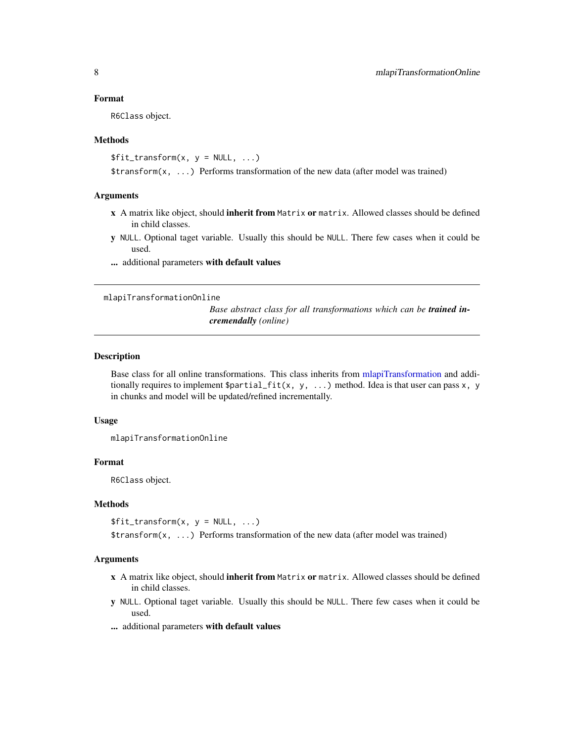### Format

R6Class object.

### Methods

`$fit_transform(x, y = NULL, ...)`

`$transform(x, ...)` Performs transformation of the new data (after model was trained)

### Arguments

- **x** A matrix like object, should **inherit from** `Matrix` **or** `matrix`. Allowed classes should be defined in child classes.
- **y** `NULL`. Optional taget variable. Usually this should be `NULL`. There few cases when it could be used.
- **...** additional parameters **with default values**

---

## mlapiTransformationOnline

*Base abstract class for all transformations which can be **trained incremendally** (online)*

---

### Description

Base class for all online transformations. This class inherits from mlapiTransformation and additionally requires to implement `$partial_fit(x, y, ...)` method. Idea is that user can pass `x, y` in chunks and model will be updated/refined incrementally.

### Usage

```
mlapiTransformationOnline
```

### Format

R6Class object.

### Methods

`$fit_transform(x, y = NULL, ...)`

`$transform(x, ...)` Performs transformation of the new data (after model was trained)

### Arguments

- **x** A matrix like object, should **inherit from** `Matrix` **or** `matrix`. Allowed classes should be defined in child classes.
- **y** `NULL`. Optional taget variable. Usually this should be `NULL`. There few cases when it could be used.
- **...** additional parameters **with default values**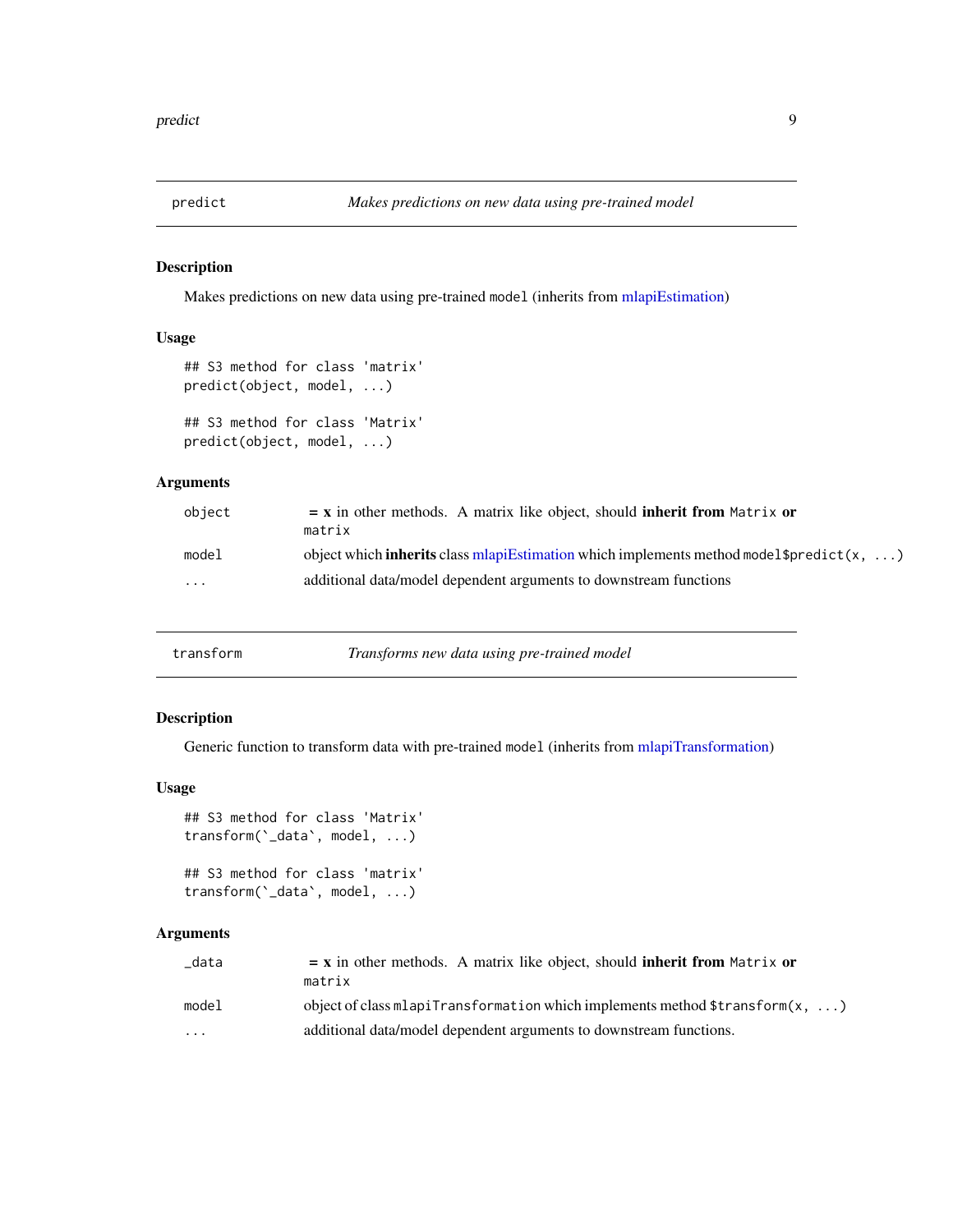## predict — *Makes predictions on new data using pre-trained model*

### Description

Makes predictions on new data using pre-trained `model` (inherits from mlapiEstimation)

### Usage

```
## S3 method for class 'matrix'
predict(object, model, ...)

## S3 method for class 'Matrix'
predict(object, model, ...)
```

### Arguments

| | |
|---|---|
| `object` | **= x** in other methods. A matrix like object, should **inherit from** `Matrix` **or** `matrix` |
| `model` | object which **inherits** class mlapiEstimation which implements method `model$predict(x, ...)` |
| `...` | additional data/model dependent arguments to downstream functions |

## transform — *Transforms new data using pre-trained model*

### Description

Generic function to transform data with pre-trained `model` (inherits from mlapiTransformation)

### Usage

```
## S3 method for class 'Matrix'
transform(`_data`, model, ...)

## S3 method for class 'matrix'
transform(`_data`, model, ...)
```

### Arguments

| | |
|---|---|
| `_data` | **= x** in other methods. A matrix like object, should **inherit from** `Matrix` **or** `matrix` |
| `model` | object of class `mlapiTransformation` which implements method `$transform(x, ...)` |
| `...` | additional data/model dependent arguments to downstream functions. |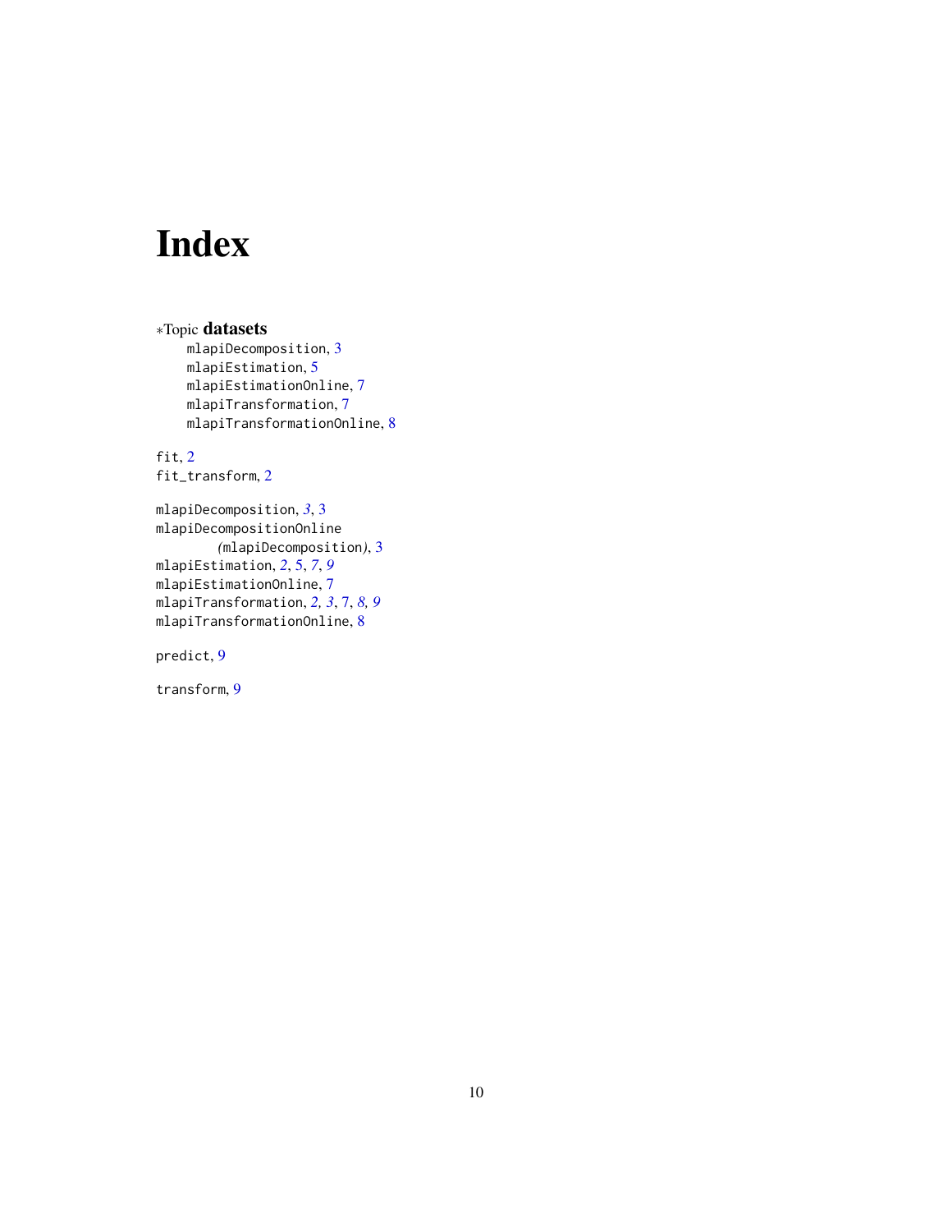# Index

∗Topic **datasets**

- mlapiDecomposition, 3
- mlapiEstimation, 5
- mlapiEstimationOnline, 7
- mlapiTransformation, 7
- mlapiTransformationOnline, 8

fit, 2
fit_transform, 2

mlapiDecomposition, *3*, 3
mlapiDecompositionOnline
    *(*mlapiDecomposition*)*, 3
mlapiEstimation, *2*, 5, *7*, *9*
mlapiEstimationOnline, 7
mlapiTransformation, *2, 3*, 7, *8, 9*
mlapiTransformationOnline, 8

predict, 9

transform, 9